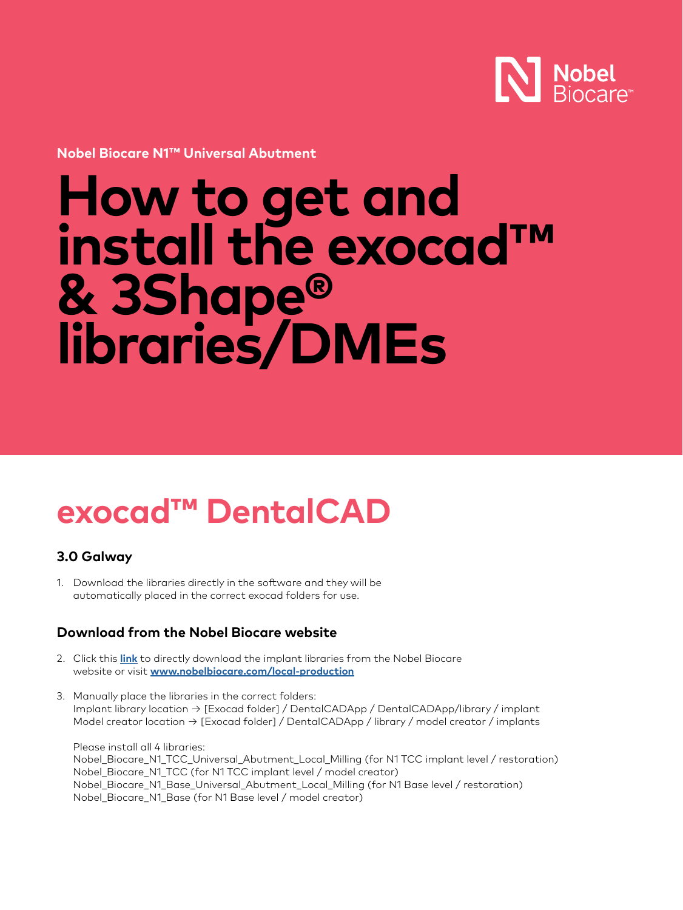Nobel Biocare

**Nobel Biocare N1™ Universal Abutment**

# How to get and install the exocad™ & 3Shape® libraries/DMEs

## exocad™ DentalCAD

### 3.0 Galway

1. Download the libraries directly in the software and they will be automatically placed in the correct exocad folders for use.

### Download from the Nobel Biocare website

2. Click this **link** to directly download the implant libraries from the Nobel Biocare website or visit **www.nobelbiocare.com/local-production**

3. Manually place the libraries in the correct folders:
   Implant library location → [Exocad folder] / DentalCADApp / DentalCADApp/library / implant
   Model creator location → [Exocad folder] / DentalCADApp / library / model creator / implants

   Please install all 4 libraries:
   Nobel_Biocare_N1_TCC_Universal_Abutment_Local_Milling (for N1 TCC implant level / restoration)
   Nobel_Biocare_N1_TCC (for N1 TCC implant level / model creator)
   Nobel_Biocare_N1_Base_Universal_Abutment_Local_Milling (for N1 Base level / restoration)
   Nobel_Biocare_N1_Base (for N1 Base level / model creator)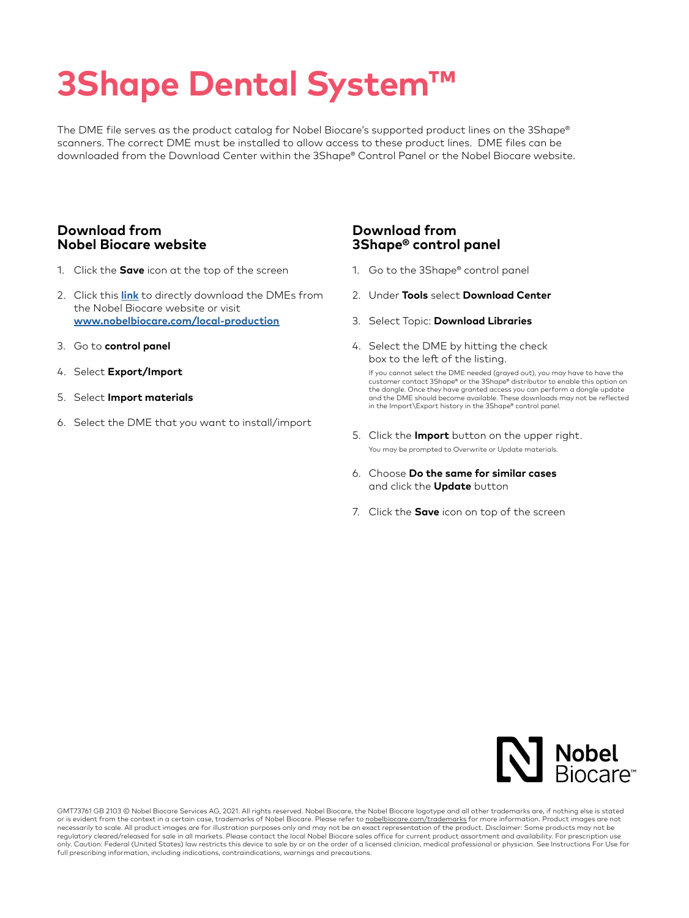# 3Shape Dental System™

The DME file serves as the product catalog for Nobel Biocare's supported product lines on the 3Shape® scanners. The correct DME must be installed to allow access to these product lines. DME files can be downloaded from the Download Center within the 3Shape® Control Panel or the Nobel Biocare website.

## Download from Nobel Biocare website

1. Click the **Save** icon at the top of the screen
2. Click this **link** to directly download the DMEs from the Nobel Biocare website or visit **www.nobelbiocare.com/local-production**
3. Go to **control panel**
4. Select **Export/Import**
5. Select **Import materials**
6. Select the DME that you want to install/import

## Download from 3Shape® control panel

1. Go to the 3Shape® control panel
2. Under **Tools** select **Download Center**
3. Select Topic: **Download Libraries**
4. Select the DME by hitting the check box to the left of the listing.

   If you cannot select the DME needed (grayed out), you may have to have the customer contact 3Shape® or the 3Shape® distributor to enable this option on the dongle. Once they have granted access you can perform a dongle update and the DME should become available. These downloads may not be reflected in the Import\Export history in the 3Shape® control panel.

5. Click the **Import** button on the upper right.

   You may be prompted to Overwrite or Update materials.

6. Choose **Do the same for similar cases** and click the **Update** button
7. Click the **Save** icon on top of the screen

Nobel Biocare™

GMT73761 GB 2103 © Nobel Biocare Services AG, 2021. All rights reserved. Nobel Biocare, the Nobel Biocare logotype and all other trademarks are, if nothing else is stated or is evident from the context in a certain case, trademarks of Nobel Biocare. Please refer to nobelbiocare.com/trademarks for more information. Product images are not necessarily to scale. All product images are for illustration purposes only and may not be an exact representation of the product. Disclaimer: Some products may not be regulatory cleared/released for sale in all markets. Please contact the local Nobel Biocare sales office for current product assortment and availability. For prescription use only. Caution: Federal (United States) law restricts this device to sale by or on the order of a licensed clinician, medical professional or physician. See Instructions For Use for full prescribing information, including indications, contraindications, warnings and precautions.